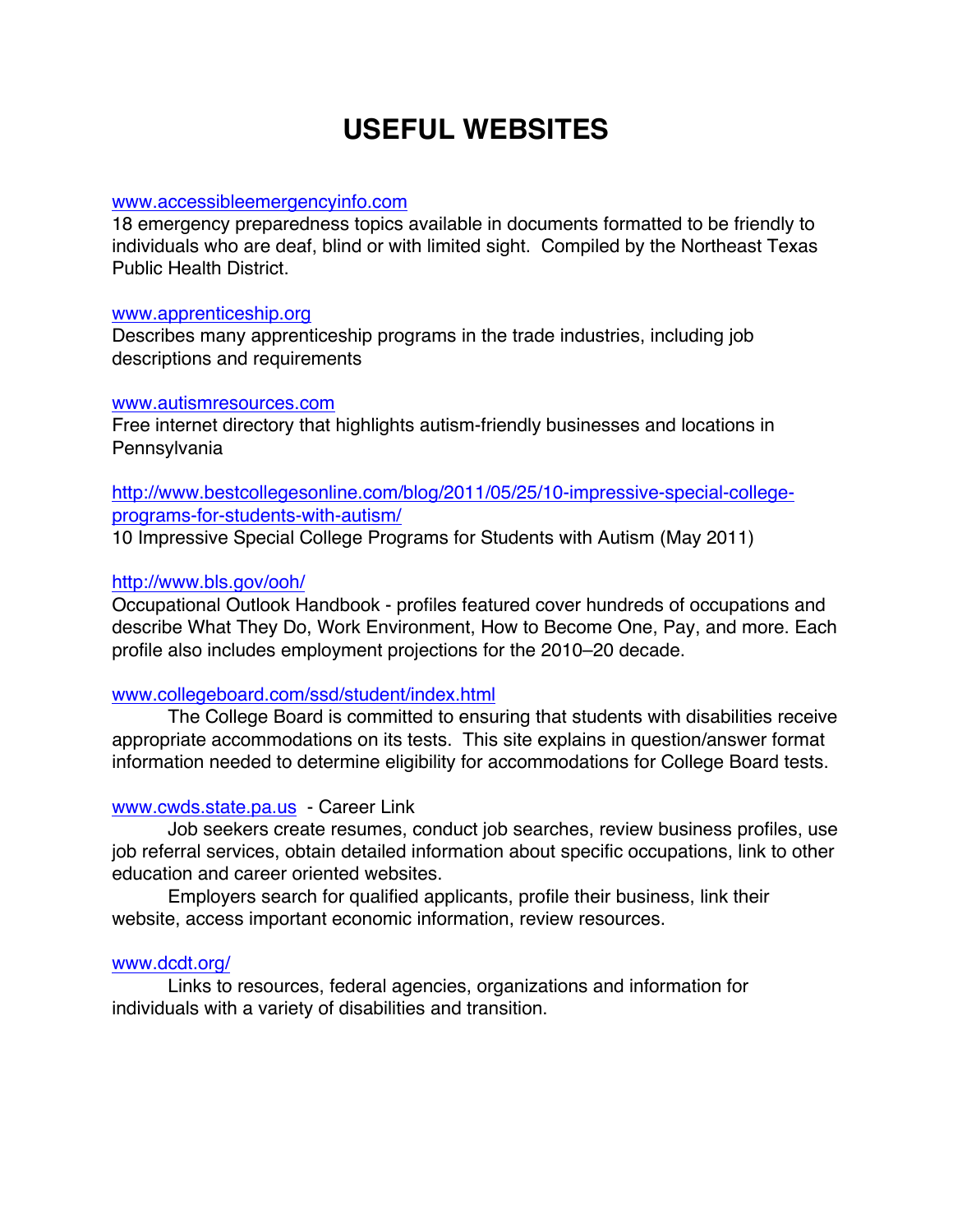# USEFUL WEBSITES

www.accessibleemergencyinfo.com
18 emergency preparedness topics available in documents formatted to be friendly to individuals who are deaf, blind or with limited sight. Compiled by the Northeast Texas Public Health District.

www.apprenticeship.org
Describes many apprenticeship programs in the trade industries, including job descriptions and requirements

www.autismresources.com
Free internet directory that highlights autism-friendly businesses and locations in Pennsylvania

http://www.bestcollegesonline.com/blog/2011/05/25/10-impressive-special-college-programs-for-students-with-autism/
10 Impressive Special College Programs for Students with Autism (May 2011)

http://www.bls.gov/ooh/
Occupational Outlook Handbook - profiles featured cover hundreds of occupations and describe What They Do, Work Environment, How to Become One, Pay, and more. Each profile also includes employment projections for the 2010–20 decade.

www.collegeboard.com/ssd/student/index.html
The College Board is committed to ensuring that students with disabilities receive appropriate accommodations on its tests. This site explains in question/answer format information needed to determine eligibility for accommodations for College Board tests.

www.cwds.state.pa.us - Career Link
Job seekers create resumes, conduct job searches, review business profiles, use job referral services, obtain detailed information about specific occupations, link to other education and career oriented websites.
Employers search for qualified applicants, profile their business, link their website, access important economic information, review resources.

www.dcdt.org/
Links to resources, federal agencies, organizations and information for individuals with a variety of disabilities and transition.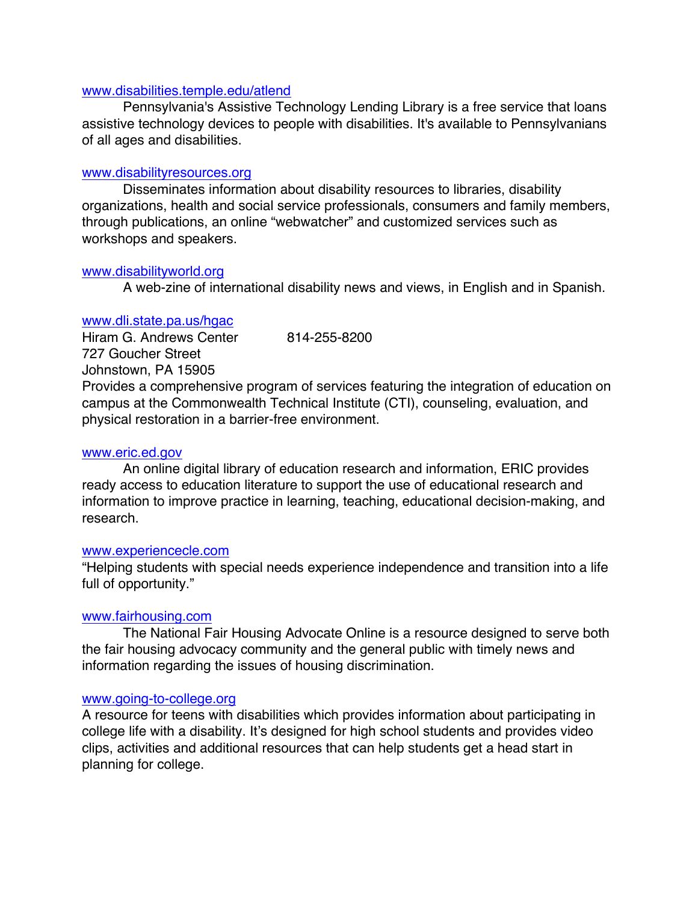www.disabilities.temple.edu/atlend

Pennsylvania's Assistive Technology Lending Library is a free service that loans assistive technology devices to people with disabilities. It's available to Pennsylvanians of all ages and disabilities.

www.disabilityresources.org

Disseminates information about disability resources to libraries, disability organizations, health and social service professionals, consumers and family members, through publications, an online "webwatcher" and customized services such as workshops and speakers.

www.disabilityworld.org

A web-zine of international disability news and views, in English and in Spanish.

www.dli.state.pa.us/hgac

Hiram G. Andrews Center 814-255-8200
727 Goucher Street
Johnstown, PA 15905

Provides a comprehensive program of services featuring the integration of education on campus at the Commonwealth Technical Institute (CTI), counseling, evaluation, and physical restoration in a barrier-free environment.

www.eric.ed.gov

An online digital library of education research and information, ERIC provides ready access to education literature to support the use of educational research and information to improve practice in learning, teaching, educational decision-making, and research.

www.experiencecle.com

"Helping students with special needs experience independence and transition into a life full of opportunity."

www.fairhousing.com

The National Fair Housing Advocate Online is a resource designed to serve both the fair housing advocacy community and the general public with timely news and information regarding the issues of housing discrimination.

www.going-to-college.org

A resource for teens with disabilities which provides information about participating in college life with a disability. It's designed for high school students and provides video clips, activities and additional resources that can help students get a head start in planning for college.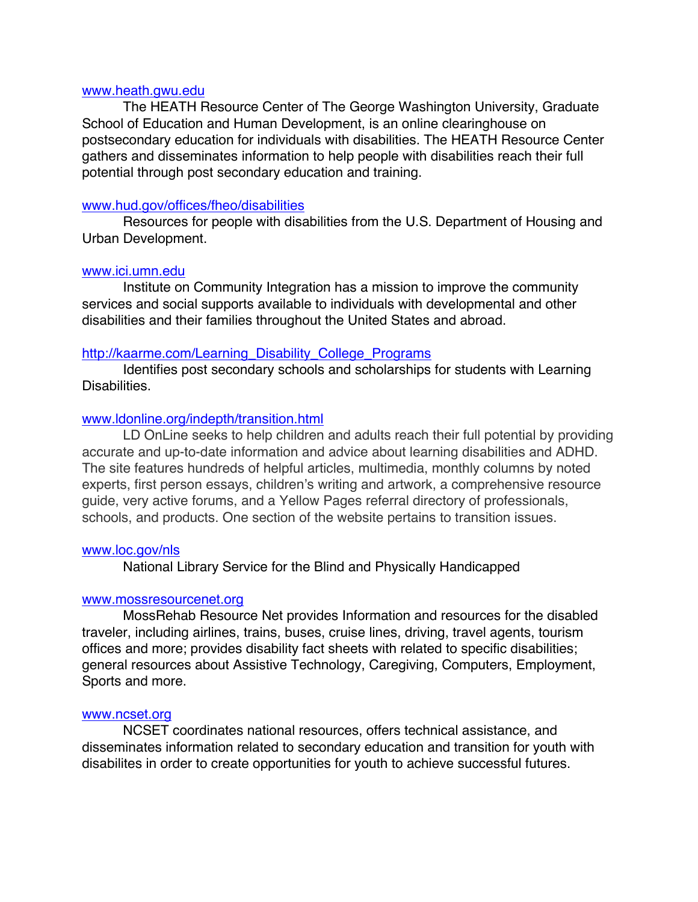www.heath.gwu.edu

The HEATH Resource Center of The George Washington University, Graduate School of Education and Human Development, is an online clearinghouse on postsecondary education for individuals with disabilities. The HEATH Resource Center gathers and disseminates information to help people with disabilities reach their full potential through post secondary education and training.

www.hud.gov/offices/fheo/disabilities

Resources for people with disabilities from the U.S. Department of Housing and Urban Development.

www.ici.umn.edu

Institute on Community Integration has a mission to improve the community services and social supports available to individuals with developmental and other disabilities and their families throughout the United States and abroad.

http://kaarme.com/Learning_Disability_College_Programs

Identifies post secondary schools and scholarships for students with Learning Disabilities.

www.ldonline.org/indepth/transition.html

LD OnLine seeks to help children and adults reach their full potential by providing accurate and up-to-date information and advice about learning disabilities and ADHD. The site features hundreds of helpful articles, multimedia, monthly columns by noted experts, first person essays, children's writing and artwork, a comprehensive resource guide, very active forums, and a Yellow Pages referral directory of professionals, schools, and products. One section of the website pertains to transition issues.

www.loc.gov/nls

National Library Service for the Blind and Physically Handicapped

www.mossresourcenet.org

MossRehab Resource Net provides Information and resources for the disabled traveler, including airlines, trains, buses, cruise lines, driving, travel agents, tourism offices and more; provides disability fact sheets with related to specific disabilities; general resources about Assistive Technology, Caregiving, Computers, Employment, Sports and more.

www.ncset.org

NCSET coordinates national resources, offers technical assistance, and disseminates information related to secondary education and transition for youth with disabilites in order to create opportunities for youth to achieve successful futures.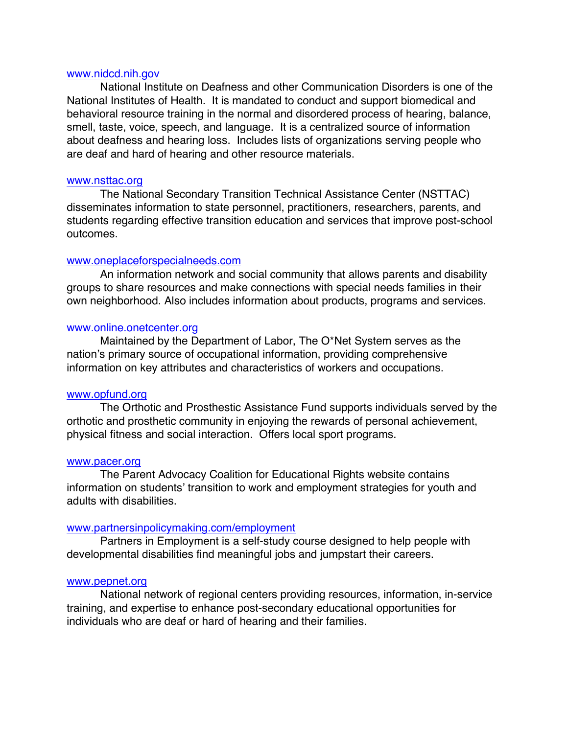www.nidcd.nih.gov

National Institute on Deafness and other Communication Disorders is one of the National Institutes of Health. It is mandated to conduct and support biomedical and behavioral resource training in the normal and disordered process of hearing, balance, smell, taste, voice, speech, and language. It is a centralized source of information about deafness and hearing loss. Includes lists of organizations serving people who are deaf and hard of hearing and other resource materials.

www.nsttac.org

The National Secondary Transition Technical Assistance Center (NSTTAC) disseminates information to state personnel, practitioners, researchers, parents, and students regarding effective transition education and services that improve post-school outcomes.

www.oneplaceforspecialneeds.com

An information network and social community that allows parents and disability groups to share resources and make connections with special needs families in their own neighborhood. Also includes information about products, programs and services.

www.online.onetcenter.org

Maintained by the Department of Labor, The O*Net System serves as the nation's primary source of occupational information, providing comprehensive information on key attributes and characteristics of workers and occupations.

www.opfund.org

The Orthotic and Prosthestic Assistance Fund supports individuals served by the orthotic and prosthetic community in enjoying the rewards of personal achievement, physical fitness and social interaction. Offers local sport programs.

www.pacer.org

The Parent Advocacy Coalition for Educational Rights website contains information on students' transition to work and employment strategies for youth and adults with disabilities.

www.partnersinpolicymaking.com/employment

Partners in Employment is a self-study course designed to help people with developmental disabilities find meaningful jobs and jumpstart their careers.

www.pepnet.org

National network of regional centers providing resources, information, in-service training, and expertise to enhance post-secondary educational opportunities for individuals who are deaf or hard of hearing and their families.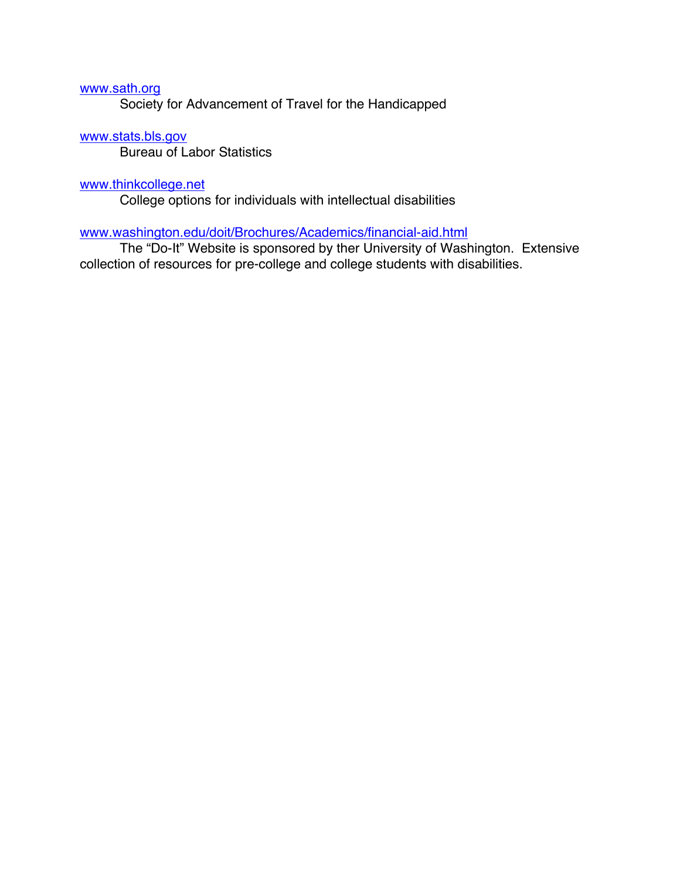www.sath.org

Society for Advancement of Travel for the Handicapped

www.stats.bls.gov

Bureau of Labor Statistics

www.thinkcollege.net

College options for individuals with intellectual disabilities

www.washington.edu/doit/Brochures/Academics/financial-aid.html

The "Do-It" Website is sponsored by ther University of Washington. Extensive collection of resources for pre-college and college students with disabilities.